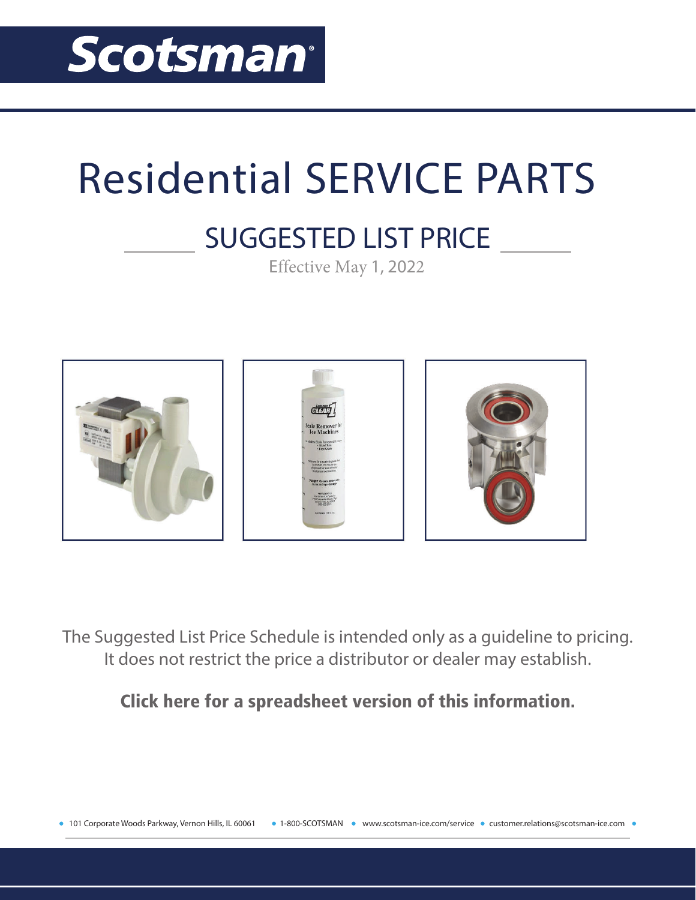Scotsman®

# Residential SERVICE PARTS

## SUGGESTED LIST PRICE

Effective May 1, 2022

The Suggested List Price Schedule is intended only as a guideline to pricing. It does not restrict the price a distributor or dealer may establish.

**Click here for a spreadsheet version of this information.**

- 101 Corporate Woods Parkway, Vernon Hills, IL 60061
- 1-800-SCOTSMAN
- www.scotsman-ice.com/service
- customer.relations@scotsman-ice.com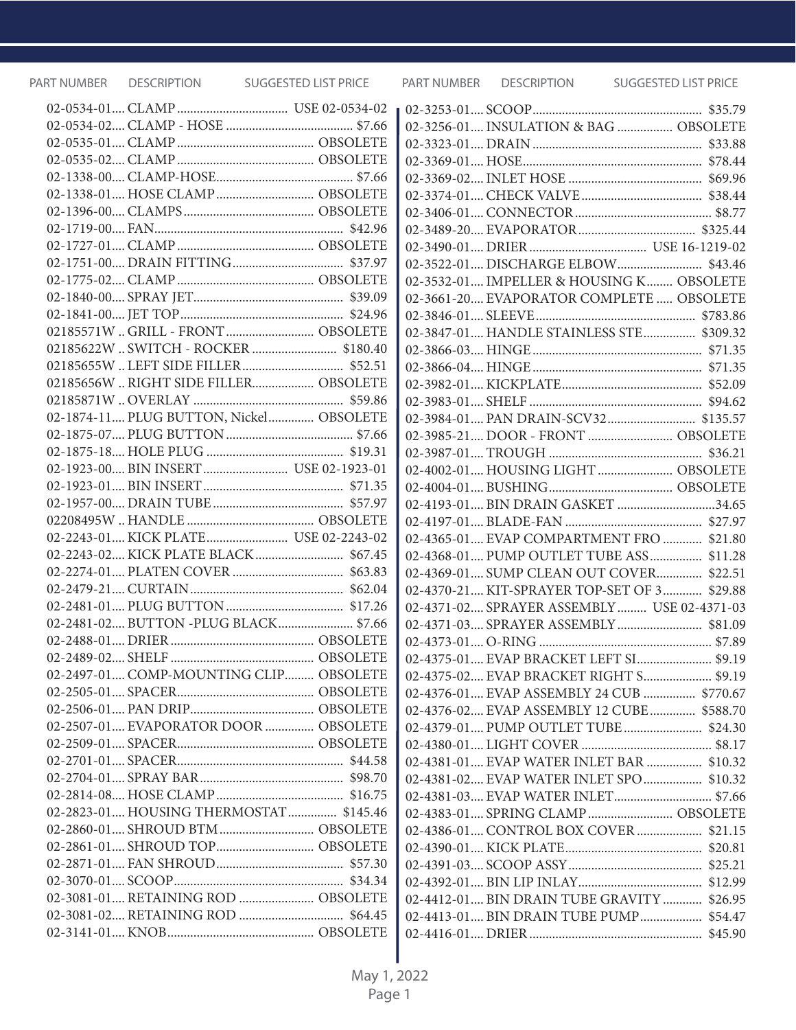| PART NUMBER | DESCRIPTION | SUGGESTED LIST PRICE |
| --- | --- | --- |
| 02-0534-01 | CLAMP | USE 02-0534-02 |
| 02-0534-02 | CLAMP - HOSE | $7.66 |
| 02-0535-01 | CLAMP | OBSOLETE |
| 02-0535-02 | CLAMP | OBSOLETE |
| 02-1338-00 | CLAMP-HOSE | $7.66 |
| 02-1338-01 | HOSE CLAMP | OBSOLETE |
| 02-1396-00 | CLAMPS | OBSOLETE |
| 02-1719-00 | FAN | $42.96 |
| 02-1727-01 | CLAMP | OBSOLETE |
| 02-1751-00 | DRAIN FITTING | $37.97 |
| 02-1775-02 | CLAMP | OBSOLETE |
| 02-1840-00 | SPRAY JET | $39.09 |
| 02-1841-00 | JET TOP | $24.96 |
| 02185571W | GRILL - FRONT | OBSOLETE |
| 02185622W | SWITCH - ROCKER | $180.40 |
| 02185655W | LEFT SIDE FILLER | $52.51 |
| 02185656W | RIGHT SIDE FILLER | OBSOLETE |
| 02185871W | OVERLAY | $59.86 |
| 02-1874-11 | PLUG BUTTON, Nickel | OBSOLETE |
| 02-1875-07 | PLUG BUTTON | $7.66 |
| 02-1875-18 | HOLE PLUG | $19.31 |
| 02-1923-00 | BIN INSERT | USE 02-1923-01 |
| 02-1923-01 | BIN INSERT | $71.35 |
| 02-1957-00 | DRAIN TUBE | $57.97 |
| 02208495W | HANDLE | OBSOLETE |
| 02-2243-01 | KICK PLATE | USE 02-2243-02 |
| 02-2243-02 | KICK PLATE BLACK | $67.45 |
| 02-2274-01 | PLATEN COVER | $63.83 |
| 02-2479-21 | CURTAIN | $62.04 |
| 02-2481-01 | PLUG BUTTON | $17.26 |
| 02-2481-02 | BUTTON -PLUG BLACK | $7.66 |
| 02-2488-01 | DRIER | OBSOLETE |
| 02-2489-02 | SHELF | OBSOLETE |
| 02-2497-01 | COMP-MOUNTING CLIP | OBSOLETE |
| 02-2505-01 | SPACER | OBSOLETE |
| 02-2506-01 | PAN DRIP | OBSOLETE |
| 02-2507-01 | EVAPORATOR DOOR | OBSOLETE |
| 02-2509-01 | SPACER | OBSOLETE |
| 02-2701-01 | SPACER | $44.58 |
| 02-2704-01 | SPRAY BAR | $98.70 |
| 02-2814-08 | HOSE CLAMP | $16.75 |
| 02-2823-01 | HOUSING THERMOSTAT | $145.46 |
| 02-2860-01 | SHROUD BTM | OBSOLETE |
| 02-2861-01 | SHROUD TOP | OBSOLETE |
| 02-2871-01 | FAN SHROUD | $57.30 |
| 02-3070-01 | SCOOP | $34.34 |
| 02-3081-01 | RETAINING ROD | OBSOLETE |
| 02-3081-02 | RETAINING ROD | $64.45 |
| 02-3141-01 | KNOB | OBSOLETE |
| 02-3253-01 | SCOOP | $35.79 |
| 02-3256-01 | INSULATION & BAG | OBSOLETE |
| 02-3323-01 | DRAIN | $33.88 |
| 02-3369-01 | HOSE | $78.44 |
| 02-3369-02 | INLET HOSE | $69.96 |
| 02-3374-01 | CHECK VALVE | $38.44 |
| 02-3406-01 | CONNECTOR | $8.77 |
| 02-3489-20 | EVAPORATOR | $325.44 |
| 02-3490-01 | DRIER | USE 16-1219-02 |
| 02-3522-01 | DISCHARGE ELBOW | $43.46 |
| 02-3532-01 | IMPELLER & HOUSING K | OBSOLETE |
| 02-3661-20 | EVAPORATOR COMPLETE | OBSOLETE |
| 02-3846-01 | SLEEVE | $783.86 |
| 02-3847-01 | HANDLE STAINLESS STE | $309.32 |
| 02-3866-03 | HINGE | $71.35 |
| 02-3866-04 | HINGE | $71.35 |
| 02-3982-01 | KICKPLATE | $52.09 |
| 02-3983-01 | SHELF | $94.62 |
| 02-3984-01 | PAN DRAIN-SCV32 | $135.57 |
| 02-3985-21 | DOOR - FRONT | OBSOLETE |
| 02-3987-01 | TROUGH | $36.21 |
| 02-4002-01 | HOUSING LIGHT | OBSOLETE |
| 02-4004-01 | BUSHING | OBSOLETE |
| 02-4193-01 | BIN DRAIN GASKET | 34.65 |
| 02-4197-01 | BLADE-FAN | $27.97 |
| 02-4365-01 | EVAP COMPARTMENT FRO | $21.80 |
| 02-4368-01 | PUMP OUTLET TUBE ASS | $11.28 |
| 02-4369-01 | SUMP CLEAN OUT COVER | $22.51 |
| 02-4370-21 | KIT-SPRAYER TOP-SET OF 3 | $29.88 |
| 02-4371-02 | SPRAYER ASSEMBLY | USE 02-4371-03 |
| 02-4371-03 | SPRAYER ASSEMBLY | $81.09 |
| 02-4373-01 | O-RING | $7.89 |
| 02-4375-01 | EVAP BRACKET LEFT SI | $9.19 |
| 02-4375-02 | EVAP BRACKET RIGHT S | $9.19 |
| 02-4376-01 | EVAP ASSEMBLY 24 CUB | $770.67 |
| 02-4376-02 | EVAP ASSEMBLY 12 CUBE | $588.70 |
| 02-4379-01 | PUMP OUTLET TUBE | $24.30 |
| 02-4380-01 | LIGHT COVER | $8.17 |
| 02-4381-01 | EVAP WATER INLET BAR | $10.32 |
| 02-4381-02 | EVAP WATER INLET SPO | $10.32 |
| 02-4381-03 | EVAP WATER INLET | $7.66 |
| 02-4383-01 | SPRING CLAMP | OBSOLETE |
| 02-4386-01 | CONTROL BOX COVER | $21.15 |
| 02-4390-01 | KICK PLATE | $20.81 |
| 02-4391-03 | SCOOP ASSY | $25.21 |
| 02-4392-01 | BIN LIP INLAY | $12.99 |
| 02-4412-01 | BIN DRAIN TUBE GRAVITY | $26.95 |
| 02-4413-01 | BIN DRAIN TUBE PUMP | $54.47 |
| 02-4416-01 | DRIER | $45.90 |

May 1, 2022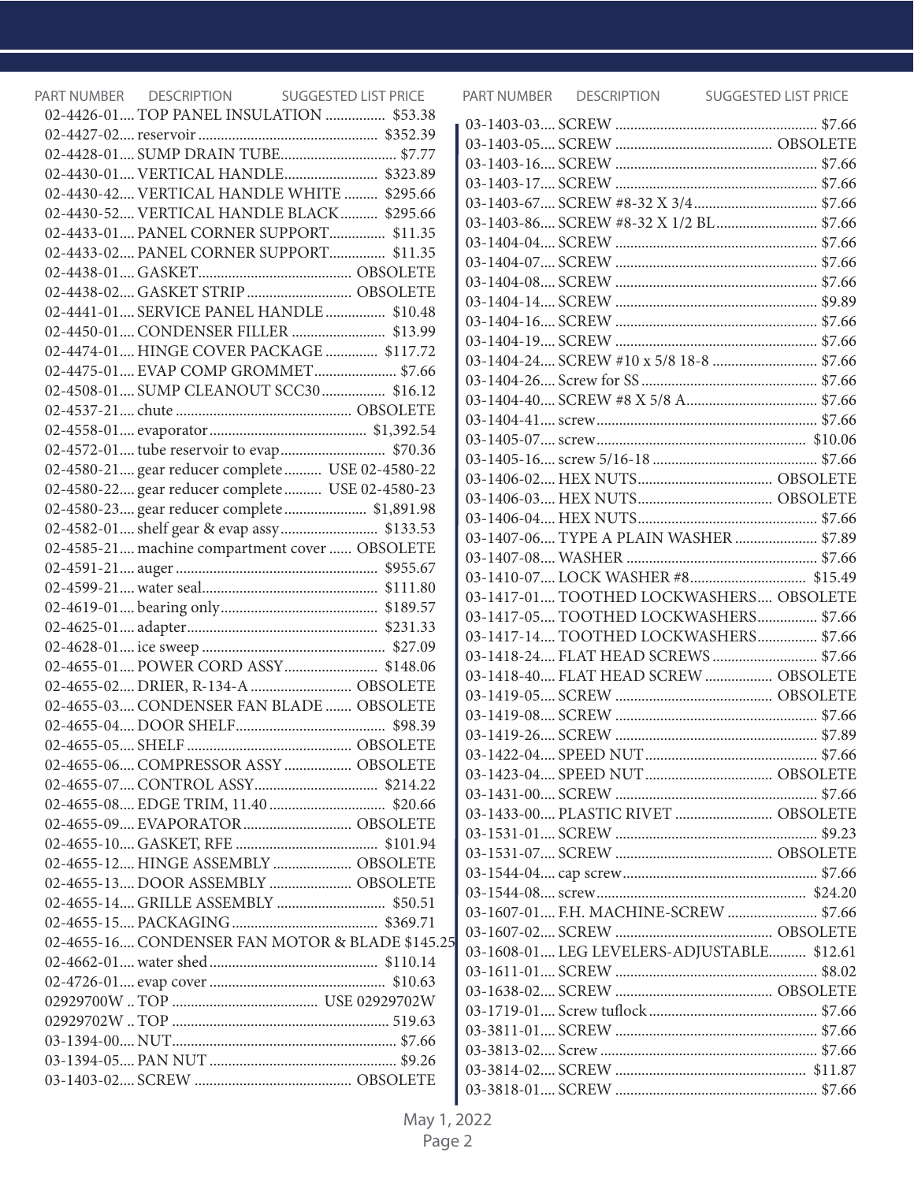| PART NUMBER | DESCRIPTION | SUGGESTED LIST PRICE |
|---|---|---|
| 02-4426-01 | TOP PANEL INSULATION | $53.38 |
| 02-4427-02 | reservoir | $352.39 |
| 02-4428-01 | SUMP DRAIN TUBE | $7.77 |
| 02-4430-01 | VERTICAL HANDLE | $323.89 |
| 02-4430-42 | VERTICAL HANDLE WHITE | $295.66 |
| 02-4430-52 | VERTICAL HANDLE BLACK | $295.66 |
| 02-4433-01 | PANEL CORNER SUPPORT | $11.35 |
| 02-4433-02 | PANEL CORNER SUPPORT | $11.35 |
| 02-4438-01 | GASKET | OBSOLETE |
| 02-4438-02 | GASKET STRIP | OBSOLETE |
| 02-4441-01 | SERVICE PANEL HANDLE | $10.48 |
| 02-4450-01 | CONDENSER FILLER | $13.99 |
| 02-4474-01 | HINGE COVER PACKAGE | $117.72 |
| 02-4475-01 | EVAP COMP GROMMET | $7.66 |
| 02-4508-01 | SUMP CLEANOUT SCC30 | $16.12 |
| 02-4537-21 | chute | OBSOLETE |
| 02-4558-01 | evaporator | $1,392.54 |
| 02-4572-01 | tube reservoir to evap | $70.36 |
| 02-4580-21 | gear reducer complete | USE 02-4580-22 |
| 02-4580-22 | gear reducer complete | USE 02-4580-23 |
| 02-4580-23 | gear reducer complete | $1,891.98 |
| 02-4582-01 | shelf gear & evap assy | $133.53 |
| 02-4585-21 | machine compartment cover | OBSOLETE |
| 02-4591-21 | auger | $955.67 |
| 02-4599-21 | water seal | $111.80 |
| 02-4619-01 | bearing only | $189.57 |
| 02-4625-01 | adapter | $231.33 |
| 02-4628-01 | ice sweep | $27.09 |
| 02-4655-01 | POWER CORD ASSY | $148.06 |
| 02-4655-02 | DRIER, R-134-A | OBSOLETE |
| 02-4655-03 | CONDENSER FAN BLADE | OBSOLETE |
| 02-4655-04 | DOOR SHELF | $98.39 |
| 02-4655-05 | SHELF | OBSOLETE |
| 02-4655-06 | COMPRESSOR ASSY | OBSOLETE |
| 02-4655-07 | CONTROL ASSY | $214.22 |
| 02-4655-08 | EDGE TRIM, 11.40 | $20.66 |
| 02-4655-09 | EVAPORATOR | OBSOLETE |
| 02-4655-10 | GASKET, RFE | $101.94 |
| 02-4655-12 | HINGE ASSEMBLY | OBSOLETE |
| 02-4655-13 | DOOR ASSEMBLY | OBSOLETE |
| 02-4655-14 | GRILLE ASSEMBLY | $50.51 |
| 02-4655-15 | PACKAGING | $369.71 |
| 02-4655-16 | CONDENSER FAN MOTOR & BLADE | $145.25 |
| 02-4662-01 | water shed | $110.14 |
| 02-4726-01 | evap cover | $10.63 |
| 02929700W | TOP | USE 02929702W |
| 02929702W | TOP | 519.63 |
| 03-1394-00 | NUT | $7.66 |
| 03-1394-05 | PAN NUT | $9.26 |
| 03-1403-02 | SCREW | OBSOLETE |
| 03-1403-03 | SCREW | $7.66 |
| 03-1403-05 | SCREW | OBSOLETE |
| 03-1403-16 | SCREW | $7.66 |
| 03-1403-17 | SCREW | $7.66 |
| 03-1403-67 | SCREW #8-32 X 3/4 | $7.66 |
| 03-1403-86 | SCREW #8-32 X 1/2 BL | $7.66 |
| 03-1404-04 | SCREW | $7.66 |
| 03-1404-07 | SCREW | $7.66 |
| 03-1404-08 | SCREW | $7.66 |
| 03-1404-14 | SCREW | $9.89 |
| 03-1404-16 | SCREW | $7.66 |
| 03-1404-19 | SCREW | $7.66 |
| 03-1404-24 | SCREW #10 x 5/8 18-8 | $7.66 |
| 03-1404-26 | Screw for SS | $7.66 |
| 03-1404-40 | SCREW #8 X 5/8 A | $7.66 |
| 03-1404-41 | screw | $7.66 |
| 03-1405-07 | screw | $10.06 |
| 03-1405-16 | screw 5/16-18 | $7.66 |
| 03-1406-02 | HEX NUTS | OBSOLETE |
| 03-1406-03 | HEX NUTS | OBSOLETE |
| 03-1406-04 | HEX NUTS | $7.66 |
| 03-1407-06 | TYPE A PLAIN WASHER | $7.89 |
| 03-1407-08 | WASHER | $7.66 |
| 03-1410-07 | LOCK WASHER #8 | $15.49 |
| 03-1417-01 | TOOTHED LOCKWASHERS | OBSOLETE |
| 03-1417-05 | TOOTHED LOCKWASHERS | $7.66 |
| 03-1417-14 | TOOTHED LOCKWASHERS | $7.66 |
| 03-1418-24 | FLAT HEAD SCREWS | $7.66 |
| 03-1418-40 | FLAT HEAD SCREW | OBSOLETE |
| 03-1419-05 | SCREW | OBSOLETE |
| 03-1419-08 | SCREW | $7.66 |
| 03-1419-26 | SCREW | $7.89 |
| 03-1422-04 | SPEED NUT | $7.66 |
| 03-1423-04 | SPEED NUT | OBSOLETE |
| 03-1431-00 | SCREW | $7.66 |
| 03-1433-00 | PLASTIC RIVET | OBSOLETE |
| 03-1531-01 | SCREW | $9.23 |
| 03-1531-07 | SCREW | OBSOLETE |
| 03-1544-04 | cap screw | $7.66 |
| 03-1544-08 | screw | $24.20 |
| 03-1607-01 | F.H. MACHINE-SCREW | $7.66 |
| 03-1607-02 | SCREW | OBSOLETE |
| 03-1608-01 | LEG LEVELERS-ADJUSTABLE | $12.61 |
| 03-1611-01 | SCREW | $8.02 |
| 03-1638-02 | SCREW | OBSOLETE |
| 03-1719-01 | Screw tuflock | $7.66 |
| 03-3811-01 | SCREW | $7.66 |
| 03-3813-02 | Screw | $7.66 |
| 03-3814-02 | SCREW | $11.87 |
| 03-3818-01 | SCREW | $7.66 |

May 1, 2022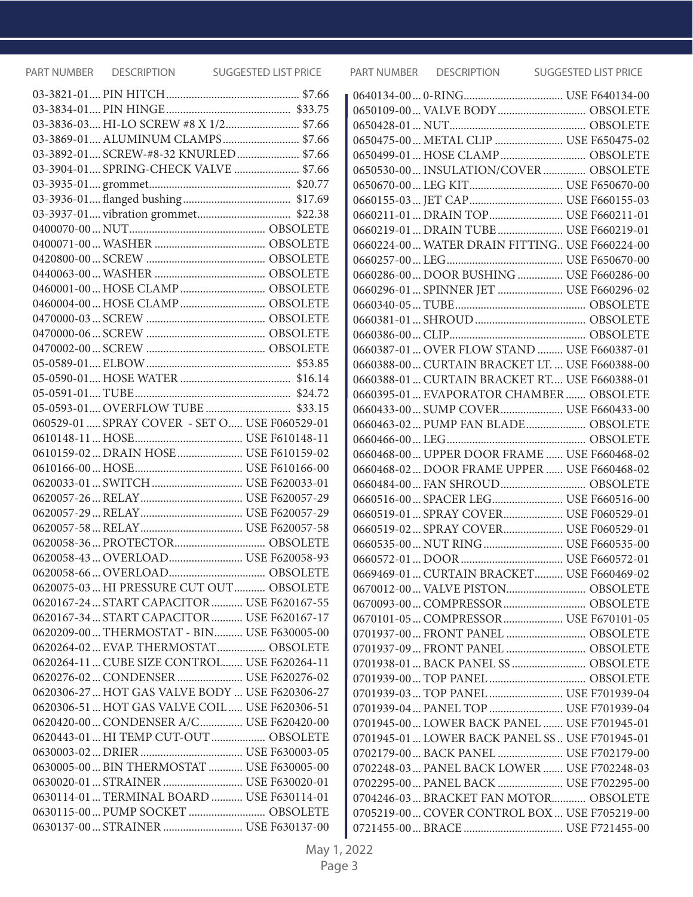| PART NUMBER | DESCRIPTION | SUGGESTED LIST PRICE |
| --- | --- | --- |
| 03-3821-01 | PIN HITCH | $7.66 |
| 03-3834-01 | PIN HINGE | $33.75 |
| 03-3836-03 | HI-LO SCREW #8 X 1/2 | $7.66 |
| 03-3869-01 | ALUMINUM CLAMPS | $7.66 |
| 03-3892-01 | SCREW-#8-32 KNURLED | $7.66 |
| 03-3904-01 | SPRING-CHECK VALVE | $7.66 |
| 03-3935-01 | grommet | $20.77 |
| 03-3936-01 | flanged bushing | $17.69 |
| 03-3937-01 | vibration grommet | $22.38 |
| 0400070-00 | NUT | OBSOLETE |
| 0400071-00 | WASHER | OBSOLETE |
| 0420800-00 | SCREW | OBSOLETE |
| 0440063-00 | WASHER | OBSOLETE |
| 0460001-00 | HOSE CLAMP | OBSOLETE |
| 0460004-00 | HOSE CLAMP | OBSOLETE |
| 0470000-03 | SCREW | OBSOLETE |
| 0470000-06 | SCREW | OBSOLETE |
| 0470002-00 | SCREW | OBSOLETE |
| 05-0589-01 | ELBOW | $53.85 |
| 05-0590-01 | HOSE WATER | $16.14 |
| 05-0591-01 | TUBE | $24.72 |
| 05-0593-01 | OVERFLOW TUBE | $33.15 |
| 060529-01 | SPRAY COVER - SET O | USE F060529-01 |
| 0610148-11 | HOSE | USE F610148-11 |
| 0610159-02 | DRAIN HOSE | USE F610159-02 |
| 0610166-00 | HOSE | USE F610166-00 |
| 0620033-01 | SWITCH | USE F620033-01 |
| 0620057-26 | RELAY | USE F620057-29 |
| 0620057-29 | RELAY | USE F620057-29 |
| 0620057-58 | RELAY | USE F620057-58 |
| 0620058-36 | PROTECTOR | OBSOLETE |
| 0620058-43 | OVERLOAD | USE F620058-93 |
| 0620058-66 | OVERLOAD | OBSOLETE |
| 0620075-03 | HI PRESSURE CUT OUT | OBSOLETE |
| 0620167-24 | START CAPACITOR | USE F620167-55 |
| 0620167-34 | START CAPACITOR | USE F620167-17 |
| 0620209-00 | THERMOSTAT - BIN | USE F630005-00 |
| 0620264-02 | EVAP. THERMOSTAT | OBSOLETE |
| 0620264-11 | CUBE SIZE CONTROL | USE F620264-11 |
| 0620276-02 | CONDENSER | USE F620276-02 |
| 0620306-27 | HOT GAS VALVE BODY | USE F620306-27 |
| 0620306-51 | HOT GAS VALVE COIL | USE F620306-51 |
| 0620420-00 | CONDENSER A/C | USE F620420-00 |
| 0620443-01 | HI TEMP CUT-OUT | OBSOLETE |
| 0630003-02 | DRIER | USE F630003-05 |
| 0630005-00 | BIN THERMOSTAT | USE F630005-00 |
| 0630020-01 | STRAINER | USE F630020-01 |
| 0630114-01 | TERMINAL BOARD | USE F630114-01 |
| 0630115-00 | PUMP SOCKET | OBSOLETE |
| 0630137-00 | STRAINER | USE F630137-00 |
| 0640134-00 | 0-RING | USE F640134-00 |
| 0650109-00 | VALVE BODY | OBSOLETE |
| 0650428-01 | NUT | OBSOLETE |
| 0650475-00 | METAL CLIP | USE F650475-02 |
| 0650499-01 | HOSE CLAMP | OBSOLETE |
| 0650530-00 | INSULATION/COVER | OBSOLETE |
| 0650670-00 | LEG KIT | USE F650670-00 |
| 0660155-03 | JET CAP | USE F660155-03 |
| 0660211-01 | DRAIN TOP | USE F660211-01 |
| 0660219-01 | DRAIN TUBE | USE F660219-01 |
| 0660224-00 | WATER DRAIN FITTING | USE F660224-00 |
| 0660257-00 | LEG | USE F650670-00 |
| 0660286-00 | DOOR BUSHING | USE F660286-00 |
| 0660296-01 | SPINNER JET | USE F660296-02 |
| 0660340-05 | TUBE | OBSOLETE |
| 0660381-01 | SHROUD | OBSOLETE |
| 0660386-00 | CLIP | OBSOLETE |
| 0660387-01 | OVER FLOW STAND | USE F660387-01 |
| 0660388-00 | CURTAIN BRACKET LT. | USE F660388-00 |
| 0660388-01 | CURTAIN BRACKET RT. | USE F660388-01 |
| 0660395-01 | EVAPORATOR CHAMBER | OBSOLETE |
| 0660433-00 | SUMP COVER | USE F660433-00 |
| 0660463-02 | PUMP FAN BLADE | OBSOLETE |
| 0660466-00 | LEG | OBSOLETE |
| 0660468-00 | UPPER DOOR FRAME | USE F660468-02 |
| 0660468-02 | DOOR FRAME UPPER | USE F660468-02 |
| 0660484-00 | FAN SHROUD | OBSOLETE |
| 0660516-00 | SPACER LEG | USE F660516-00 |
| 0660519-01 | SPRAY COVER | USE F060529-01 |
| 0660519-02 | SPRAY COVER | USE F060529-01 |
| 0660535-00 | NUT RING | USE F660535-00 |
| 0660572-01 | DOOR | USE F660572-01 |
| 0669469-01 | CURTAIN BRACKET | USE F660469-02 |
| 0670012-00 | VALVE PISTON | OBSOLETE |
| 0670093-00 | COMPRESSOR | OBSOLETE |
| 0670101-05 | COMPRESSOR | USE F670101-05 |
| 0701937-00 | FRONT PANEL | OBSOLETE |
| 0701937-09 | FRONT PANEL | OBSOLETE |
| 0701938-01 | BACK PANEL SS | OBSOLETE |
| 0701939-00 | TOP PANEL | OBSOLETE |
| 0701939-03 | TOP PANEL | USE F701939-04 |
| 0701939-04 | PANEL TOP | USE F701939-04 |
| 0701945-00 | LOWER BACK PANEL | USE F701945-01 |
| 0701945-01 | LOWER BACK PANEL SS | USE F701945-01 |
| 0702179-00 | BACK PANEL | USE F702179-00 |
| 0702248-03 | PANEL BACK LOWER | USE F702248-03 |
| 0702295-00 | PANEL BACK | USE F702295-00 |
| 0704246-03 | BRACKET FAN MOTOR | OBSOLETE |
| 0705219-00 | COVER CONTROL BOX | USE F705219-00 |
| 0721455-00 | BRACE | USE F721455-00 |

May 1, 2022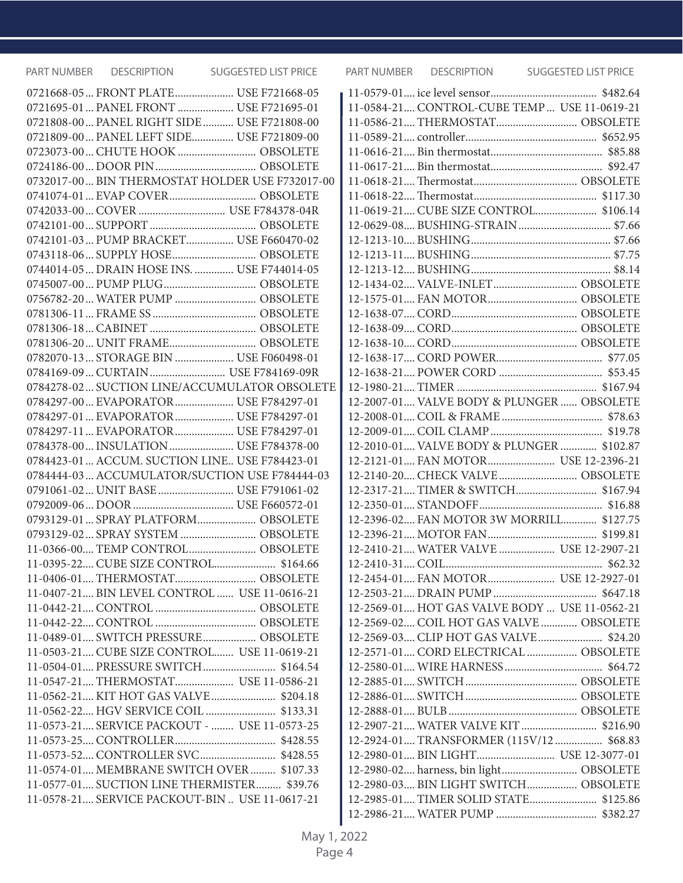| PART NUMBER | DESCRIPTION | SUGGESTED LIST PRICE |
| --- | --- | --- |
| 0721668-05 | FRONT PLATE | USE F721668-05 |
| 0721695-01 | PANEL FRONT | USE F721695-01 |
| 0721808-00 | PANEL RIGHT SIDE | USE F721808-00 |
| 0721809-00 | PANEL LEFT SIDE | USE F721809-00 |
| 0723073-00 | CHUTE HOOK | OBSOLETE |
| 0724186-00 | DOOR PIN | OBSOLETE |
| 0732017-00 | BIN THERMOSTAT HOLDER | USE F732017-00 |
| 0741074-01 | EVAP COVER | OBSOLETE |
| 0742033-00 | COVER | USE F784378-04R |
| 0742101-00 | SUPPORT | OBSOLETE |
| 0742101-03 | PUMP BRACKET | USE F660470-02 |
| 0743118-06 | SUPPLY HOSE | OBSOLETE |
| 0744014-05 | DRAIN HOSE INS. | USE F744014-05 |
| 0745007-00 | PUMP PLUG | OBSOLETE |
| 0756782-20 | WATER PUMP | OBSOLETE |
| 0781306-11 | FRAME SS | OBSOLETE |
| 0781306-18 | CABINET | OBSOLETE |
| 0781306-20 | UNIT FRAME | OBSOLETE |
| 0782070-13 | STORAGE BIN | USE F060498-01 |
| 0784169-09 | CURTAIN | USE F784169-09R |
| 0784278-02 | SUCTION LINE/ACCUMULATOR | OBSOLETE |
| 0784297-00 | EVAPORATOR | USE F784297-01 |
| 0784297-01 | EVAPORATOR | USE F784297-01 |
| 0784297-11 | EVAPORATOR | USE F784297-01 |
| 0784378-00 | INSULATION | USE F784378-00 |
| 0784423-01 | ACCUM. SUCTION LINE. | USE F784423-01 |
| 0784444-03 | ACCUMULATOR/SUCTION | USE F784444-03 |
| 0791061-02 | UNIT BASE | USE F791061-02 |
| 0792009-06 | DOOR | USE F660572-01 |
| 0793129-01 | SPRAY PLATFORM | OBSOLETE |
| 0793129-02 | SPRAY SYSTEM | OBSOLETE |
| 11-0366-00 | TEMP CONTROL | OBSOLETE |
| 11-0395-22 | CUBE SIZE CONTROL | $164.66 |
| 11-0406-01 | THERMOSTAT | OBSOLETE |
| 11-0407-21 | BIN LEVEL CONTROL | USE 11-0616-21 |
| 11-0442-21 | CONTROL | OBSOLETE |
| 11-0442-22 | CONTROL | OBSOLETE |
| 11-0489-01 | SWITCH PRESSURE | OBSOLETE |
| 11-0503-21 | CUBE SIZE CONTROL | USE 11-0619-21 |
| 11-0504-01 | PRESSURE SWITCH | $164.54 |
| 11-0547-21 | THERMOSTAT | USE 11-0586-21 |
| 11-0562-21 | KIT HOT GAS VALVE | $204.18 |
| 11-0562-22 | HGV SERVICE COIL | $133.31 |
| 11-0573-21 | SERVICE PACKOUT - | USE 11-0573-25 |
| 11-0573-25 | CONTROLLER | $428.55 |
| 11-0573-52 | CONTROLLER SVC | $428.55 |
| 11-0574-01 | MEMBRANE SWITCH OVER | $107.33 |
| 11-0577-01 | SUCTION LINE THERMISTER | $39.76 |
| 11-0578-21 | SERVICE PACKOUT-BIN | USE 11-0617-21 |
| 11-0579-01 | ice level sensor | $482.64 |
| 11-0584-21 | CONTROL-CUBE TEMP | USE 11-0619-21 |
| 11-0586-21 | THERMOSTAT | OBSOLETE |
| 11-0589-21 | controller | $652.95 |
| 11-0616-21 | Bin thermostat | $85.88 |
| 11-0617-21 | Bin thermostat | $92.47 |
| 11-0618-21 | Thermostat | OBSOLETE |
| 11-0618-22 | Thermostat | $117.30 |
| 11-0619-21 | CUBE SIZE CONTROL | $106.14 |
| 12-0629-08 | BUSHING-STRAIN | $7.66 |
| 12-1213-10 | BUSHING | $7.66 |
| 12-1213-11 | BUSHING | $7.75 |
| 12-1213-12 | BUSHING | $8.14 |
| 12-1434-02 | VALVE-INLET | OBSOLETE |
| 12-1575-01 | FAN MOTOR | OBSOLETE |
| 12-1638-07 | CORD | OBSOLETE |
| 12-1638-09 | CORD | OBSOLETE |
| 12-1638-10 | CORD | OBSOLETE |
| 12-1638-17 | CORD POWER | $77.05 |
| 12-1638-21 | POWER CORD | $53.45 |
| 12-1980-21 | TIMER | $167.94 |
| 12-2007-01 | VALVE BODY & PLUNGER | OBSOLETE |
| 12-2008-01 | COIL & FRAME | $78.63 |
| 12-2009-01 | COIL CLAMP | $19.78 |
| 12-2010-01 | VALVE BODY & PLUNGER | $102.87 |
| 12-2121-01 | FAN MOTOR | USE 12-2396-21 |
| 12-2140-20 | CHECK VALVE | OBSOLETE |
| 12-2317-21 | TIMER & SWITCH | $167.94 |
| 12-2350-01 | STANDOFF | $16.88 |
| 12-2396-02 | FAN MOTOR 3W MORRILL | $127.75 |
| 12-2396-21 | MOTOR FAN | $199.81 |
| 12-2410-21 | WATER VALVE | USE 12-2907-21 |
| 12-2410-31 | COIL | $62.32 |
| 12-2454-01 | FAN MOTOR | USE 12-2927-01 |
| 12-2503-21 | DRAIN PUMP | $647.18 |
| 12-2569-01 | HOT GAS VALVE BODY | USE 11-0562-21 |
| 12-2569-02 | COIL HOT GAS VALVE | OBSOLETE |
| 12-2569-03 | CLIP HOT GAS VALVE | $24.20 |
| 12-2571-01 | CORD ELECTRICAL | OBSOLETE |
| 12-2580-01 | WIRE HARNESS | $64.72 |
| 12-2885-01 | SWITCH | OBSOLETE |
| 12-2886-01 | SWITCH | OBSOLETE |
| 12-2888-01 | BULB | OBSOLETE |
| 12-2907-21 | WATER VALVE KIT | $216.90 |
| 12-2924-01 | TRANSFORMER (115V/12 | $68.83 |
| 12-2980-01 | BIN LIGHT | USE 12-3077-01 |
| 12-2980-02 | harness, bin light | OBSOLETE |
| 12-2980-03 | BIN LIGHT SWITCH | OBSOLETE |
| 12-2985-01 | TIMER SOLID STATE | $125.86 |
| 12-2986-21 | WATER PUMP | $382.27 |

May 1, 2022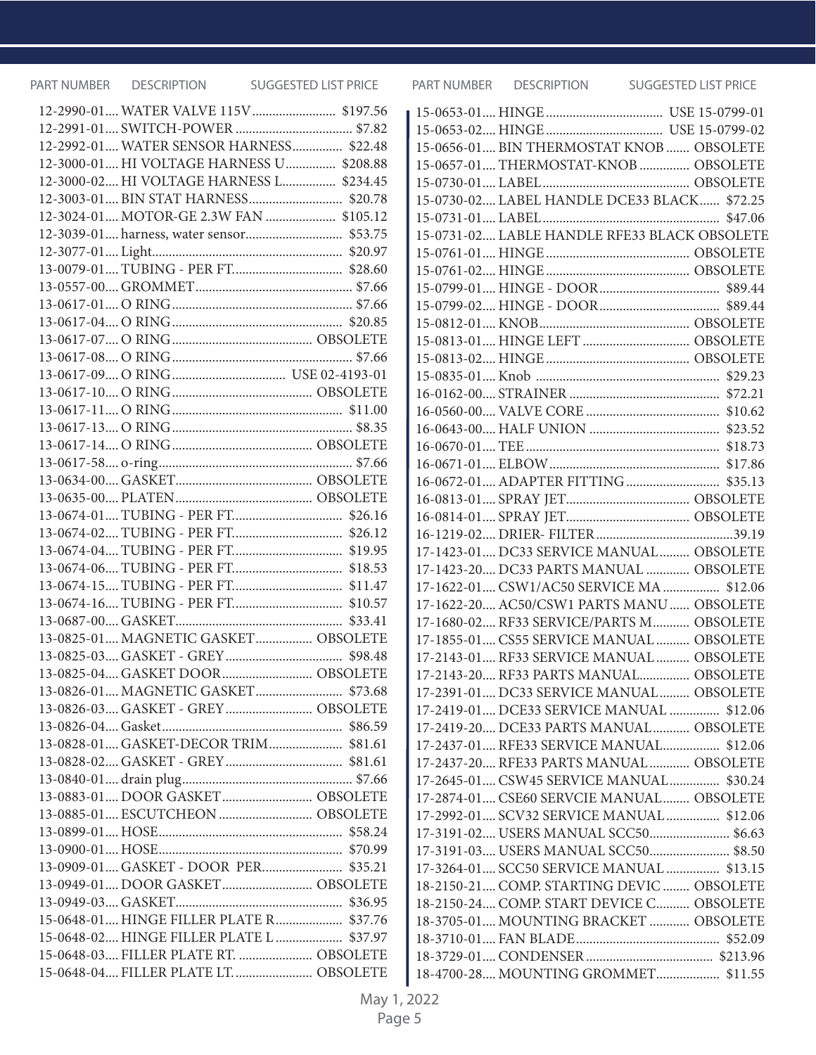| PART NUMBER | DESCRIPTION | SUGGESTED LIST PRICE |
| --- | --- | --- |
| 12-2990-01 | WATER VALVE 115V | $197.56 |
| 12-2991-01 | SWITCH-POWER | $7.82 |
| 12-2992-01 | WATER SENSOR HARNESS | $22.48 |
| 12-3000-01 | HI VOLTAGE HARNESS U | $208.88 |
| 12-3000-02 | HI VOLTAGE HARNESS L | $234.45 |
| 12-3003-01 | BIN STAT HARNESS | $20.78 |
| 12-3024-01 | MOTOR-GE 2.3W FAN | $105.12 |
| 12-3039-01 | harness, water sensor | $53.75 |
| 12-3077-01 | Light | $20.97 |
| 13-0079-01 | TUBING - PER FT. | $28.60 |
| 13-0557-00 | GROMMET | $7.66 |
| 13-0617-01 | O RING | $7.66 |
| 13-0617-04 | O RING | $20.85 |
| 13-0617-07 | O RING | OBSOLETE |
| 13-0617-08 | O RING | $7.66 |
| 13-0617-09 | O RING | USE 02-4193-01 |
| 13-0617-10 | O RING | OBSOLETE |
| 13-0617-11 | O RING | $11.00 |
| 13-0617-13 | O RING | $8.35 |
| 13-0617-14 | O RING | OBSOLETE |
| 13-0617-58 | o-ring | $7.66 |
| 13-0634-00 | GASKET | OBSOLETE |
| 13-0635-00 | PLATEN | OBSOLETE |
| 13-0674-01 | TUBING - PER FT. | $26.16 |
| 13-0674-02 | TUBING - PER FT. | $26.12 |
| 13-0674-04 | TUBING - PER FT. | $19.95 |
| 13-0674-06 | TUBING - PER FT. | $18.53 |
| 13-0674-15 | TUBING - PER FT. | $11.47 |
| 13-0674-16 | TUBING - PER FT. | $10.57 |
| 13-0687-00 | GASKET | $33.41 |
| 13-0825-01 | MAGNETIC GASKET | OBSOLETE |
| 13-0825-03 | GASKET - GREY | $98.48 |
| 13-0825-04 | GASKET DOOR | OBSOLETE |
| 13-0826-01 | MAGNETIC GASKET | $73.68 |
| 13-0826-03 | GASKET - GREY | OBSOLETE |
| 13-0826-04 | Gasket | $86.59 |
| 13-0828-01 | GASKET-DECOR TRIM | $81.61 |
| 13-0828-02 | GASKET - GREY | $81.61 |
| 13-0840-01 | drain plug | $7.66 |
| 13-0883-01 | DOOR GASKET | OBSOLETE |
| 13-0885-01 | ESCUTCHEON | OBSOLETE |
| 13-0899-01 | HOSE | $58.24 |
| 13-0900-01 | HOSE | $70.99 |
| 13-0909-01 | GASKET - DOOR PER | $35.21 |
| 13-0949-01 | DOOR GASKET | OBSOLETE |
| 13-0949-03 | GASKET | $36.95 |
| 15-0648-01 | HINGE FILLER PLATE R | $37.76 |
| 15-0648-02 | HINGE FILLER PLATE L | $37.97 |
| 15-0648-03 | FILLER PLATE RT. | OBSOLETE |
| 15-0648-04 | FILLER PLATE LT. | OBSOLETE |
| 15-0653-01 | HINGE | USE 15-0799-01 |
| 15-0653-02 | HINGE | USE 15-0799-02 |
| 15-0656-01 | BIN THERMOSTAT KNOB | OBSOLETE |
| 15-0657-01 | THERMOSTAT-KNOB | OBSOLETE |
| 15-0730-01 | LABEL | OBSOLETE |
| 15-0730-02 | LABEL HANDLE DCE33 BLACK | $72.25 |
| 15-0731-01 | LABEL | $47.06 |
| 15-0731-02 | LABLE HANDLE RFE33 BLACK | OBSOLETE |
| 15-0761-01 | HINGE | OBSOLETE |
| 15-0761-02 | HINGE | OBSOLETE |
| 15-0799-01 | HINGE - DOOR | $89.44 |
| 15-0799-02 | HINGE - DOOR | $89.44 |
| 15-0812-01 | KNOB | OBSOLETE |
| 15-0813-01 | HINGE LEFT | OBSOLETE |
| 15-0813-02 | HINGE | OBSOLETE |
| 15-0835-01 | Knob | $29.23 |
| 16-0162-00 | STRAINER | $72.21 |
| 16-0560-00 | VALVE CORE | $10.62 |
| 16-0643-00 | HALF UNION | $23.52 |
| 16-0670-01 | TEE | $18.73 |
| 16-0671-01 | ELBOW | $17.86 |
| 16-0672-01 | ADAPTER FITTING | $35.13 |
| 16-0813-01 | SPRAY JET | OBSOLETE |
| 16-0814-01 | SPRAY JET | OBSOLETE |
| 16-1219-02 | DRIER- FILTER | 39.19 |
| 17-1423-01 | DC33 SERVICE MANUAL | OBSOLETE |
| 17-1423-20 | DC33 PARTS MANUAL | OBSOLETE |
| 17-1622-01 | CSW1/AC50 SERVICE MA | $12.06 |
| 17-1622-20 | AC50/CSW1 PARTS MANU | OBSOLETE |
| 17-1680-02 | RF33 SERVICE/PARTS M | OBSOLETE |
| 17-1855-01 | CS55 SERVICE MANUAL | OBSOLETE |
| 17-2143-01 | RF33 SERVICE MANUAL | OBSOLETE |
| 17-2143-20 | RF33 PARTS MANUAL | OBSOLETE |
| 17-2391-01 | DC33 SERVICE MANUAL | OBSOLETE |
| 17-2419-01 | DCE33 SERVICE MANUAL | $12.06 |
| 17-2419-20 | DCE33 PARTS MANUAL | OBSOLETE |
| 17-2437-01 | RFE33 SERVICE MANUAL | $12.06 |
| 17-2437-20 | RFE33 PARTS MANUAL | OBSOLETE |
| 17-2645-01 | CSW45 SERVICE MANUAL | $30.24 |
| 17-2874-01 | CSE60 SERVCIE MANUAL | OBSOLETE |
| 17-2992-01 | SCV32 SERVICE MANUAL | $12.06 |
| 17-3191-02 | USERS MANUAL SCC50 | $6.63 |
| 17-3191-03 | USERS MANUAL SCC50 | $8.50 |
| 17-3264-01 | SCC50 SERVICE MANUAL | $13.15 |
| 18-2150-21 | COMP. STARTING DEVIC | OBSOLETE |
| 18-2150-24 | COMP. START DEVICE C | OBSOLETE |
| 18-3705-01 | MOUNTING BRACKET | OBSOLETE |
| 18-3710-01 | FAN BLADE | $52.09 |
| 18-3729-01 | CONDENSER | $213.96 |
| 18-4700-28 | MOUNTING GROMMET | $11.55 |

May 1, 2022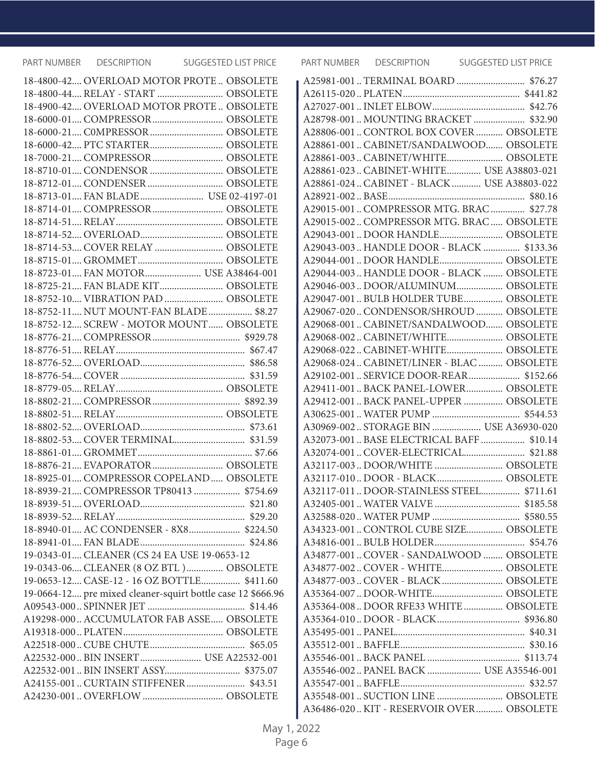| PART NUMBER | DESCRIPTION | SUGGESTED LIST PRICE |
|---|---|---|
| 18-4800-42 | OVERLOAD MOTOR PROTE | OBSOLETE |
| 18-4800-44 | RELAY - START | OBSOLETE |
| 18-4900-42 | OVERLOAD MOTOR PROTE | OBSOLETE |
| 18-6000-01 | COMPRESSOR | OBSOLETE |
| 18-6000-21 | C0MPRESSOR | OBSOLETE |
| 18-6000-42 | PTC STARTER | OBSOLETE |
| 18-7000-21 | COMPRESSOR | OBSOLETE |
| 18-8710-01 | CONDENSOR | OBSOLETE |
| 18-8712-01 | CONDENSER | OBSOLETE |
| 18-8713-01 | FAN BLADE | USE 02-4197-01 |
| 18-8714-01 | COMPRESSOR | OBSOLETE |
| 18-8714-51 | RELAY | OBSOLETE |
| 18-8714-52 | OVERLOAD | OBSOLETE |
| 18-8714-53 | COVER RELAY | OBSOLETE |
| 18-8715-01 | GROMMET | OBSOLETE |
| 18-8723-01 | FAN MOTOR | USE A38464-001 |
| 18-8725-21 | FAN BLADE KIT | OBSOLETE |
| 18-8752-10 | VIBRATION PAD | OBSOLETE |
| 18-8752-11 | NUT MOUNT-FAN BLADE | $8.27 |
| 18-8752-12 | SCREW - MOTOR MOUNT | OBSOLETE |
| 18-8776-21 | COMPRESSOR | $929.78 |
| 18-8776-51 | RELAY | $67.47 |
| 18-8776-52 | OVERLOAD | $86.58 |
| 18-8776-54 | COVER | $31.59 |
| 18-8779-05 | RELAY | OBSOLETE |
| 18-8802-21 | COMPRESSOR | $892.39 |
| 18-8802-51 | RELAY | OBSOLETE |
| 18-8802-52 | OVERLOAD | $73.61 |
| 18-8802-53 | COVER TERMINAL | $31.59 |
| 18-8861-01 | GROMMET | $7.66 |
| 18-8876-21 | EVAPORATOR | OBSOLETE |
| 18-8925-01 | COMPRESSOR COPELAND | OBSOLETE |
| 18-8939-21 | COMPRESSOR TP80413 | $754.69 |
| 18-8939-51 | OVERLOAD | $21.80 |
| 18-8939-52 | RELAY | $29.20 |
| 18-8940-01 | AC CONDENSER - 8X8 | $224.50 |
| 18-8941-01 | FAN BLADE | $24.86 |
| 19-0343-01 | CLEANER (CS 24 EA USE 19-0653-12 | |
| 19-0343-06 | CLEANER (8 OZ BTL ) | OBSOLETE |
| 19-0653-12 | CASE-12 - 16 OZ BOTTLE | $411.60 |
| 19-0664-12 | pre mixed cleaner-squirt bottle case 12 | $666.96 |
| A09543-000 | SPINNER JET | $14.46 |
| A19298-000 | ACCUMULATOR FAB ASSE | OBSOLETE |
| A19318-000 | PLATEN | OBSOLETE |
| A22518-000 | CUBE CHUTE | $65.05 |
| A22532-000 | BIN INSERT | USE A22532-001 |
| A22532-001 | BIN INSERT ASSY | $375.07 |
| A24155-001 | CURTAIN STIFFENER | $43.51 |
| A24230-001 | OVERFLOW | OBSOLETE |
| A25981-001 | TERMINAL BOARD | $76.27 |
| A26115-020 | PLATEN | $441.82 |
| A27027-001 | INLET ELBOW | $42.76 |
| A28798-001 | MOUNTING BRACKET | $32.90 |
| A28806-001 | CONTROL BOX COVER | OBSOLETE |
| A28861-001 | CABINET/SANDALWOOD | OBSOLETE |
| A28861-003 | CABINET/WHITE | OBSOLETE |
| A28861-023 | CABINET-WHITE | USE A38803-021 |
| A28861-024 | CABINET - BLACK | USE A38803-022 |
| A28921-002 | BASE | $80.16 |
| A29015-001 | COMPRESSOR MTG. BRAC | $27.78 |
| A29015-002 | COMPRESSOR MTG. BRAC | OBSOLETE |
| A29043-001 | DOOR HANDLE | OBSOLETE |
| A29043-003 | HANDLE DOOR - BLACK | $133.36 |
| A29044-001 | DOOR HANDLE | OBSOLETE |
| A29044-003 | HANDLE DOOR - BLACK | OBSOLETE |
| A29046-003 | DOOR/ALUMINUM | OBSOLETE |
| A29047-001 | BULB HOLDER TUBE | OBSOLETE |
| A29067-020 | CONDENSOR/SHROUD | OBSOLETE |
| A29068-001 | CABINET/SANDALWOOD | OBSOLETE |
| A29068-002 | CABINET/WHITE | OBSOLETE |
| A29068-022 | CABINET-WHITE | OBSOLETE |
| A29068-024 | CABINET/LINER - BLAC | OBSOLETE |
| A29102-001 | SERVICE DOOR-REAR | $152.66 |
| A29411-001 | BACK PANEL-LOWER | OBSOLETE |
| A29412-001 | BACK PANEL-UPPER | OBSOLETE |
| A30625-001 | WATER PUMP | $544.53 |
| A30969-002 | STORAGE BIN | USE A36930-020 |
| A32073-001 | BASE ELECTRICAL BAFF | $10.14 |
| A32074-001 | COVER-ELECTRICAL | $21.88 |
| A32117-003 | DOOR/WHITE | OBSOLETE |
| A32117-010 | DOOR - BLACK | OBSOLETE |
| A32117-011 | DOOR-STAINLESS STEEL | $711.61 |
| A32405-001 | WATER VALVE | $185.58 |
| A32588-020 | WATER PUMP | $580.55 |
| A34323-001 | CONTROL CUBE SIZE | OBSOLETE |
| A34816-001 | BULB HOLDER | $54.76 |
| A34877-001 | COVER - SANDALWOOD | OBSOLETE |
| A34877-002 | COVER - WHITE | OBSOLETE |
| A34877-003 | COVER - BLACK | OBSOLETE |
| A35364-007 | DOOR-WHITE | OBSOLETE |
| A35364-008 | DOOR RFE33 WHITE | OBSOLETE |
| A35364-010 | DOOR - BLACK | $936.80 |
| A35495-001 | PANEL | $40.31 |
| A35512-001 | BAFFLE | $30.16 |
| A35546-001 | BACK PANEL | $113.74 |
| A35546-002 | PANEL BACK | USE A35546-001 |
| A35547-001 | BAFFLE | $32.57 |
| A35548-001 | SUCTION LINE | OBSOLETE |
| A36486-020 | KIT - RESERVOIR OVER | OBSOLETE |

May 1, 2022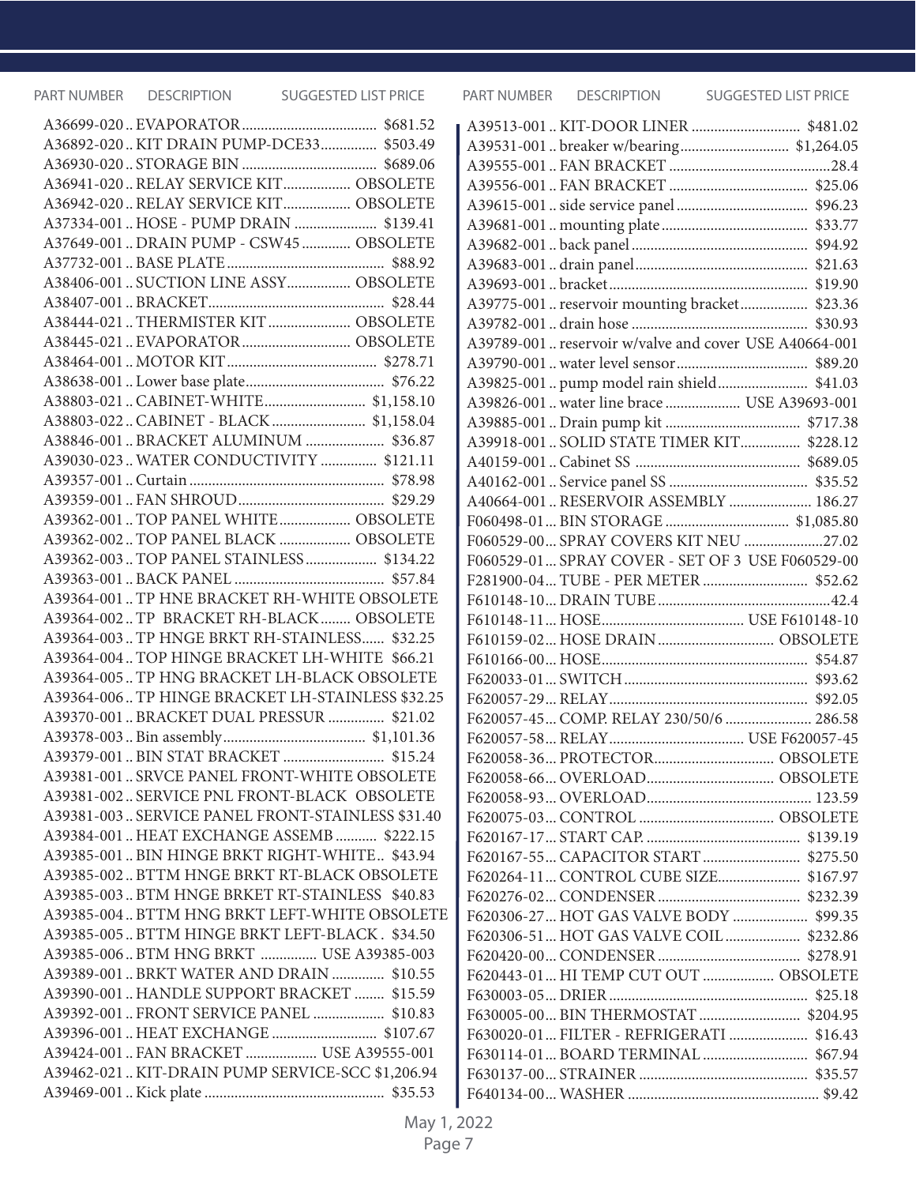| PART NUMBER | DESCRIPTION | SUGGESTED LIST PRICE |
|---|---|---|
| A36699-020 | EVAPORATOR | $681.52 |
| A36892-020 | KIT DRAIN PUMP-DCE33 | $503.49 |
| A36930-020 | STORAGE BIN | $689.06 |
| A36941-020 | RELAY SERVICE KIT | OBSOLETE |
| A36942-020 | RELAY SERVICE KIT | OBSOLETE |
| A37334-001 | HOSE - PUMP DRAIN | $139.41 |
| A37649-001 | DRAIN PUMP - CSW45 | OBSOLETE |
| A37732-001 | BASE PLATE | $88.92 |
| A38406-001 | SUCTION LINE ASSY | OBSOLETE |
| A38407-001 | BRACKET | $28.44 |
| A38444-021 | THERMISTER KIT | OBSOLETE |
| A38445-021 | EVAPORATOR | OBSOLETE |
| A38464-001 | MOTOR KIT | $278.71 |
| A38638-001 | Lower base plate | $76.22 |
| A38803-021 | CABINET-WHITE | $1,158.10 |
| A38803-022 | CABINET - BLACK | $1,158.04 |
| A38846-001 | BRACKET ALUMINUM | $36.87 |
| A39030-023 | WATER CONDUCTIVITY | $121.11 |
| A39357-001 | Curtain | $78.98 |
| A39359-001 | FAN SHROUD | $29.29 |
| A39362-001 | TOP PANEL WHITE | OBSOLETE |
| A39362-002 | TOP PANEL BLACK | OBSOLETE |
| A39362-003 | TOP PANEL STAINLESS | $134.22 |
| A39363-001 | BACK PANEL | $57.84 |
| A39364-001 | TP HNE BRACKET RH-WHITE | OBSOLETE |
| A39364-002 | TP BRACKET RH-BLACK | OBSOLETE |
| A39364-003 | TP HNGE BRKT RH-STAINLESS | $32.25 |
| A39364-004 | TOP HINGE BRACKET LH-WHITE | $66.21 |
| A39364-005 | TP HNG BRACKET LH-BLACK | OBSOLETE |
| A39364-006 | TP HINGE BRACKET LH-STAINLESS | $32.25 |
| A39370-001 | BRACKET DUAL PRESSUR | $21.02 |
| A39378-003 | Bin assembly | $1,101.36 |
| A39379-001 | BIN STAT BRACKET | $15.24 |
| A39381-001 | SRVCE PANEL FRONT-WHITE | OBSOLETE |
| A39381-002 | SERVICE PNL FRONT-BLACK | OBSOLETE |
| A39381-003 | SERVICE PANEL FRONT-STAINLESS | $31.40 |
| A39384-001 | HEAT EXCHANGE ASSEMB | $222.15 |
| A39385-001 | BIN HINGE BRKT RIGHT-WHITE | $43.94 |
| A39385-002 | BTTM HNGE BRKT RT-BLACK | OBSOLETE |
| A39385-003 | BTM HNGE BRKET RT-STAINLESS | $40.83 |
| A39385-004 | BTTM HNG BRKT LEFT-WHITE | OBSOLETE |
| A39385-005 | BTTM HINGE BRKT LEFT-BLACK | $34.50 |
| A39385-006 | BTM HNG BRKT | USE A39385-003 |
| A39389-001 | BRKT WATER AND DRAIN | $10.55 |
| A39390-001 | HANDLE SUPPORT BRACKET | $15.59 |
| A39392-001 | FRONT SERVICE PANEL | $10.83 |
| A39396-001 | HEAT EXCHANGE | $107.67 |
| A39424-001 | FAN BRACKET | USE A39555-001 |
| A39462-021 | KIT-DRAIN PUMP SERVICE-SCC | $1,206.94 |
| A39469-001 | Kick plate | $35.53 |
| A39513-001 | KIT-DOOR LINER | $481.02 |
| A39531-001 | breaker w/bearing | $1,264.05 |
| A39555-001 | FAN BRACKET | 28.4 |
| A39556-001 | FAN BRACKET | $25.06 |
| A39615-001 | side service panel | $96.23 |
| A39681-001 | mounting plate | $33.77 |
| A39682-001 | back panel | $94.92 |
| A39683-001 | drain panel | $21.63 |
| A39693-001 | bracket | $19.90 |
| A39775-001 | reservoir mounting bracket | $23.36 |
| A39782-001 | drain hose | $30.93 |
| A39789-001 | reservoir w/valve and cover | USE A40664-001 |
| A39790-001 | water level sensor | $89.20 |
| A39825-001 | pump model rain shield | $41.03 |
| A39826-001 | water line brace | USE A39693-001 |
| A39885-001 | Drain pump kit | $717.38 |
| A39918-001 | SOLID STATE TIMER KIT | $228.12 |
| A40159-001 | Cabinet SS | $689.05 |
| A40162-001 | Service panel SS | $35.52 |
| A40664-001 | RESERVOIR ASSEMBLY | 186.27 |
| F060498-01 | BIN STORAGE | $1,085.80 |
| F060529-00 | SPRAY COVERS KIT NEU | 27.02 |
| F060529-01 | SPRAY COVER - SET OF 3 | USE F060529-00 |
| F281900-04 | TUBE - PER METER | $52.62 |
| F610148-10 | DRAIN TUBE | 42.4 |
| F610148-11 | HOSE | USE F610148-10 |
| F610159-02 | HOSE DRAIN | OBSOLETE |
| F610166-00 | HOSE | $54.87 |
| F620033-01 | SWITCH | $93.62 |
| F620057-29 | RELAY | $92.05 |
| F620057-45 | COMP. RELAY 230/50/6 | 286.58 |
| F620057-58 | RELAY | USE F620057-45 |
| F620058-36 | PROTECTOR | OBSOLETE |
| F620058-66 | OVERLOAD | OBSOLETE |
| F620058-93 | OVERLOAD | 123.59 |
| F620075-03 | CONTROL | OBSOLETE |
| F620167-17 | START CAP. | $139.19 |
| F620167-55 | CAPACITOR START | $275.50 |
| F620264-11 | CONTROL CUBE SIZE | $167.97 |
| F620276-02 | CONDENSER | $232.39 |
| F620306-27 | HOT GAS VALVE BODY | $99.35 |
| F620306-51 | HOT GAS VALVE COIL | $232.86 |
| F620420-00 | CONDENSER | $278.91 |
| F620443-01 | HI TEMP CUT OUT | OBSOLETE |
| F630003-05 | DRIER | $25.18 |
| F630005-00 | BIN THERMOSTAT | $204.95 |
| F630020-01 | FILTER - REFRIGERATI | $16.43 |
| F630114-01 | BOARD TERMINAL | $67.94 |
| F630137-00 | STRAINER | $35.57 |
| F640134-00 | WASHER | $9.42 |

May 1, 2022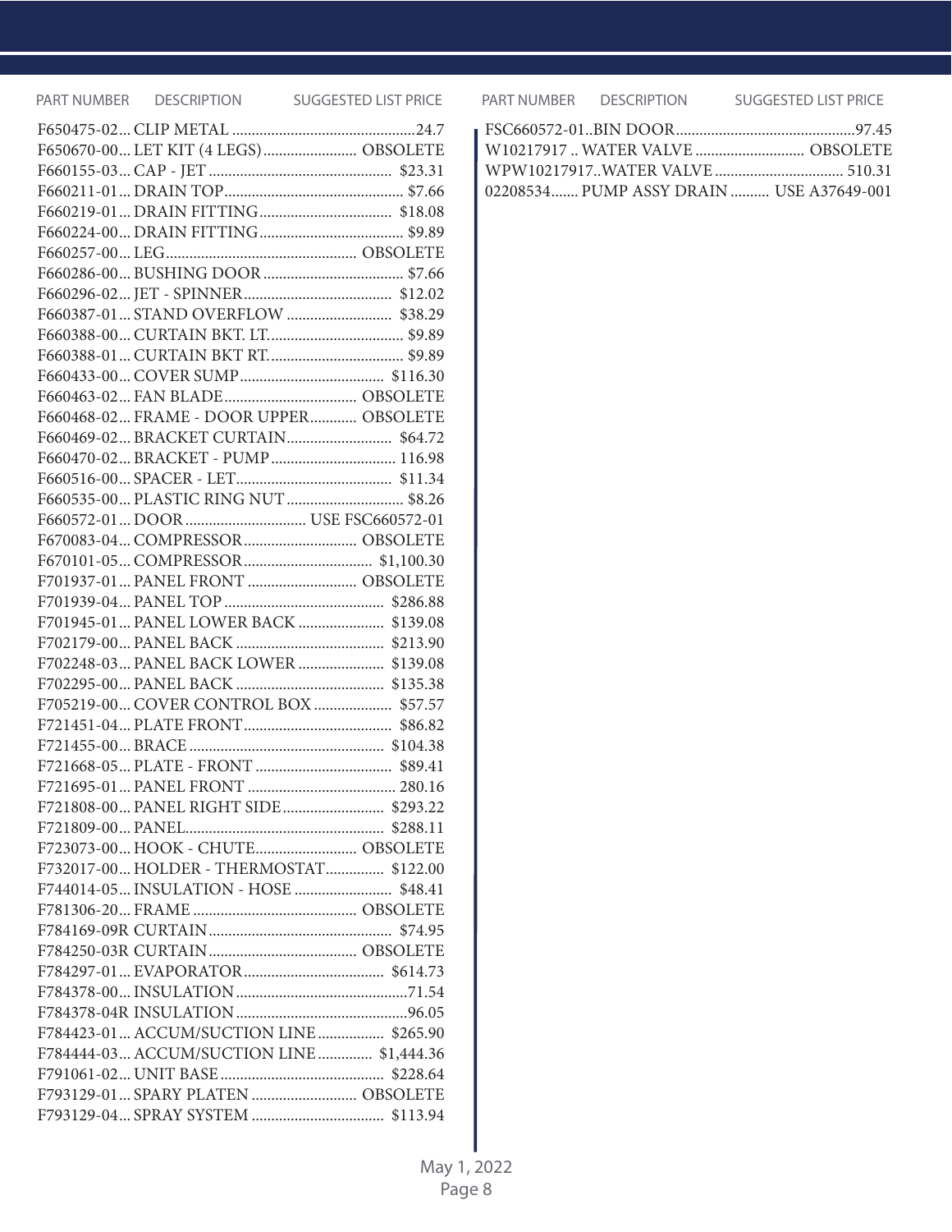| PART NUMBER | DESCRIPTION | SUGGESTED LIST PRICE |
|---|---|---|
| F650475-02 | CLIP METAL | 24.7 |
| F650670-00 | LET KIT (4 LEGS) | OBSOLETE |
| F660155-03 | CAP - JET | $23.31 |
| F660211-01 | DRAIN TOP | $7.66 |
| F660219-01 | DRAIN FITTING | $18.08 |
| F660224-00 | DRAIN FITTING | $9.89 |
| F660257-00 | LEG | OBSOLETE |
| F660286-00 | BUSHING DOOR | $7.66 |
| F660296-02 | JET - SPINNER | $12.02 |
| F660387-01 | STAND OVERFLOW | $38.29 |
| F660388-00 | CURTAIN BKT. LT. | $9.89 |
| F660388-01 | CURTAIN BKT RT. | $9.89 |
| F660433-00 | COVER SUMP | $116.30 |
| F660463-02 | FAN BLADE | OBSOLETE |
| F660468-02 | FRAME - DOOR UPPER | OBSOLETE |
| F660469-02 | BRACKET CURTAIN | $64.72 |
| F660470-02 | BRACKET - PUMP | 116.98 |
| F660516-00 | SPACER - LET | $11.34 |
| F660535-00 | PLASTIC RING NUT | $8.26 |
| F660572-01 | DOOR | USE FSC660572-01 |
| F670083-04 | COMPRESSOR | OBSOLETE |
| F670101-05 | COMPRESSOR | $1,100.30 |
| F701937-01 | PANEL FRONT | OBSOLETE |
| F701939-04 | PANEL TOP | $286.88 |
| F701945-01 | PANEL LOWER BACK | $139.08 |
| F702179-00 | PANEL BACK | $213.90 |
| F702248-03 | PANEL BACK LOWER | $139.08 |
| F702295-00 | PANEL BACK | $135.38 |
| F705219-00 | COVER CONTROL BOX | $57.57 |
| F721451-04 | PLATE FRONT | $86.82 |
| F721455-00 | BRACE | $104.38 |
| F721668-05 | PLATE - FRONT | $89.41 |
| F721695-01 | PANEL FRONT | 280.16 |
| F721808-00 | PANEL RIGHT SIDE | $293.22 |
| F721809-00 | PANEL | $288.11 |
| F723073-00 | HOOK - CHUTE | OBSOLETE |
| F732017-00 | HOLDER - THERMOSTAT | $122.00 |
| F744014-05 | INSULATION - HOSE | $48.41 |
| F781306-20 | FRAME | OBSOLETE |
| F784169-09R | CURTAIN | $74.95 |
| F784250-03R | CURTAIN | OBSOLETE |
| F784297-01 | EVAPORATOR | $614.73 |
| F784378-00 | INSULATION | 71.54 |
| F784378-04R | INSULATION | 96.05 |
| F784423-01 | ACCUM/SUCTION LINE | $265.90 |
| F784444-03 | ACCUM/SUCTION LINE | $1,444.36 |
| F791061-02 | UNIT BASE | $228.64 |
| F793129-01 | SPARY PLATEN | OBSOLETE |
| F793129-04 | SPRAY SYSTEM | $113.94 |
| FSC660572-01 | BIN DOOR | 97.45 |
| W10217917 | WATER VALVE | OBSOLETE |
| WPW10217917 | WATER VALVE | 510.31 |
| 02208534 | PUMP ASSY DRAIN | USE A37649-001 |

May 1, 2022